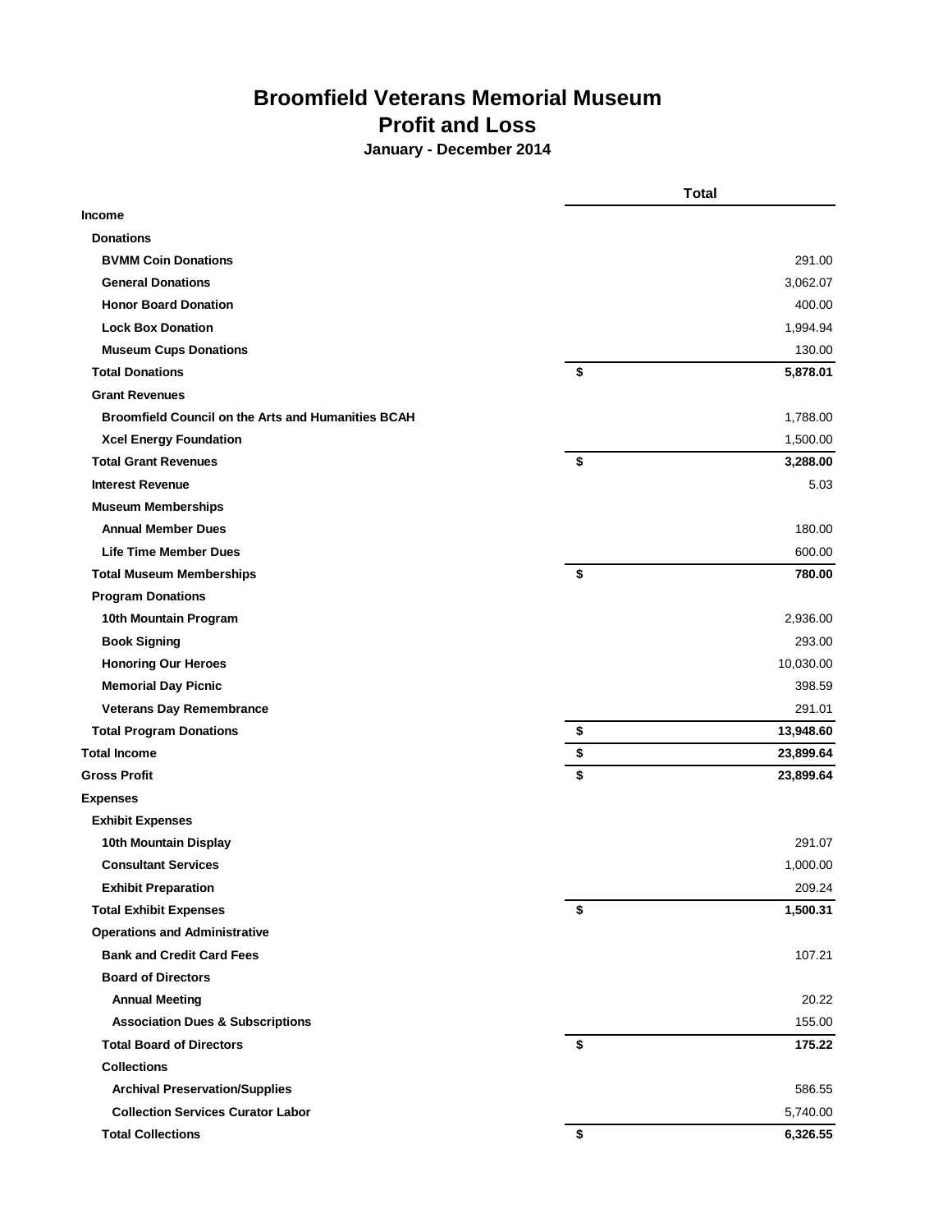# Broomfield Veterans Memorial Museum
## Profit and Loss
### January - December 2014

| | | Total |
|---|---|---|
| **Income** | | |
| **Donations** | | |
| **BVMM Coin Donations** | | 291.00 |
| **General Donations** | | 3,062.07 |
| **Honor Board Donation** | | 400.00 |
| **Lock Box Donation** | | 1,994.94 |
| **Museum Cups Donations** | | 130.00 |
| **Total Donations** | **$** | **5,878.01** |
| **Grant Revenues** | | |
| **Broomfield Council on the Arts and Humanities BCAH** | | 1,788.00 |
| **Xcel Energy Foundation** | | 1,500.00 |
| **Total Grant Revenues** | **$** | **3,288.00** |
| **Interest Revenue** | | 5.03 |
| **Museum Memberships** | | |
| **Annual Member Dues** | | 180.00 |
| **Life Time Member Dues** | | 600.00 |
| **Total Museum Memberships** | **$** | **780.00** |
| **Program Donations** | | |
| **10th Mountain Program** | | 2,936.00 |
| **Book Signing** | | 293.00 |
| **Honoring Our Heroes** | | 10,030.00 |
| **Memorial Day Picnic** | | 398.59 |
| **Veterans Day Remembrance** | | 291.01 |
| **Total Program Donations** | **$** | **13,948.60** |
| **Total Income** | **$** | **23,899.64** |
| **Gross Profit** | **$** | **23,899.64** |
| **Expenses** | | |
| **Exhibit Expenses** | | |
| **10th Mountain Display** | | 291.07 |
| **Consultant Services** | | 1,000.00 |
| **Exhibit Preparation** | | 209.24 |
| **Total Exhibit Expenses** | **$** | **1,500.31** |
| **Operations and Administrative** | | |
| **Bank and Credit Card Fees** | | 107.21 |
| **Board of Directors** | | |
| **Annual Meeting** | | 20.22 |
| **Association Dues & Subscriptions** | | 155.00 |
| **Total Board of Directors** | **$** | **175.22** |
| **Collections** | | |
| **Archival Preservation/Supplies** | | 586.55 |
| **Collection Services Curator Labor** | | 5,740.00 |
| **Total Collections** | **$** | **6,326.55** |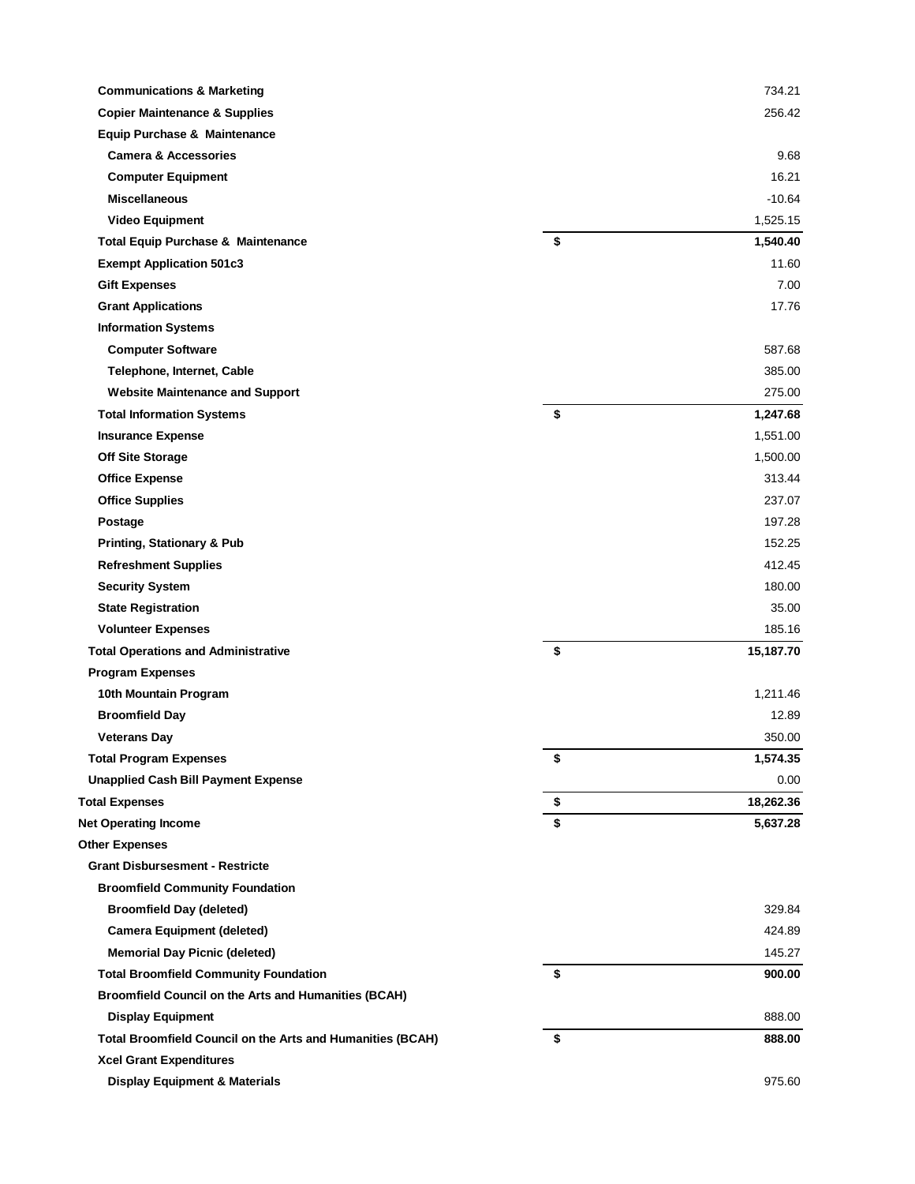| | | |
|---|---|---|
| Communications & Marketing | | 734.21 |
| Copier Maintenance & Supplies | | 256.42 |
| Equip Purchase & Maintenance | | |
| Camera & Accessories | | 9.68 |
| Computer Equipment | | 16.21 |
| Miscellaneous | | -10.64 |
| Video Equipment | | 1,525.15 |
| **Total Equip Purchase & Maintenance** | **$** | **1,540.40** |
| Exempt Application 501c3 | | 11.60 |
| Gift Expenses | | 7.00 |
| Grant Applications | | 17.76 |
| Information Systems | | |
| Computer Software | | 587.68 |
| Telephone, Internet, Cable | | 385.00 |
| Website Maintenance and Support | | 275.00 |
| **Total Information Systems** | **$** | **1,247.68** |
| Insurance Expense | | 1,551.00 |
| Off Site Storage | | 1,500.00 |
| Office Expense | | 313.44 |
| Office Supplies | | 237.07 |
| Postage | | 197.28 |
| Printing, Stationary & Pub | | 152.25 |
| Refreshment Supplies | | 412.45 |
| Security System | | 180.00 |
| State Registration | | 35.00 |
| Volunteer Expenses | | 185.16 |
| **Total Operations and Administrative** | **$** | **15,187.70** |
| Program Expenses | | |
| 10th Mountain Program | | 1,211.46 |
| Broomfield Day | | 12.89 |
| Veterans Day | | 350.00 |
| **Total Program Expenses** | **$** | **1,574.35** |
| Unapplied Cash Bill Payment Expense | | 0.00 |
| **Total Expenses** | **$** | **18,262.36** |
| **Net Operating Income** | **$** | **5,637.28** |
| Other Expenses | | |
| Grant Disbursesment - Restricte | | |
| Broomfield Community Foundation | | |
| Broomfield Day (deleted) | | 329.84 |
| Camera Equipment (deleted) | | 424.89 |
| Memorial Day Picnic (deleted) | | 145.27 |
| **Total Broomfield Community Foundation** | **$** | **900.00** |
| Broomfield Council on the Arts and Humanities (BCAH) | | |
| Display Equipment | | 888.00 |
| **Total Broomfield Council on the Arts and Humanities (BCAH)** | **$** | **888.00** |
| Xcel Grant Expenditures | | |
| Display Equipment & Materials | | 975.60 |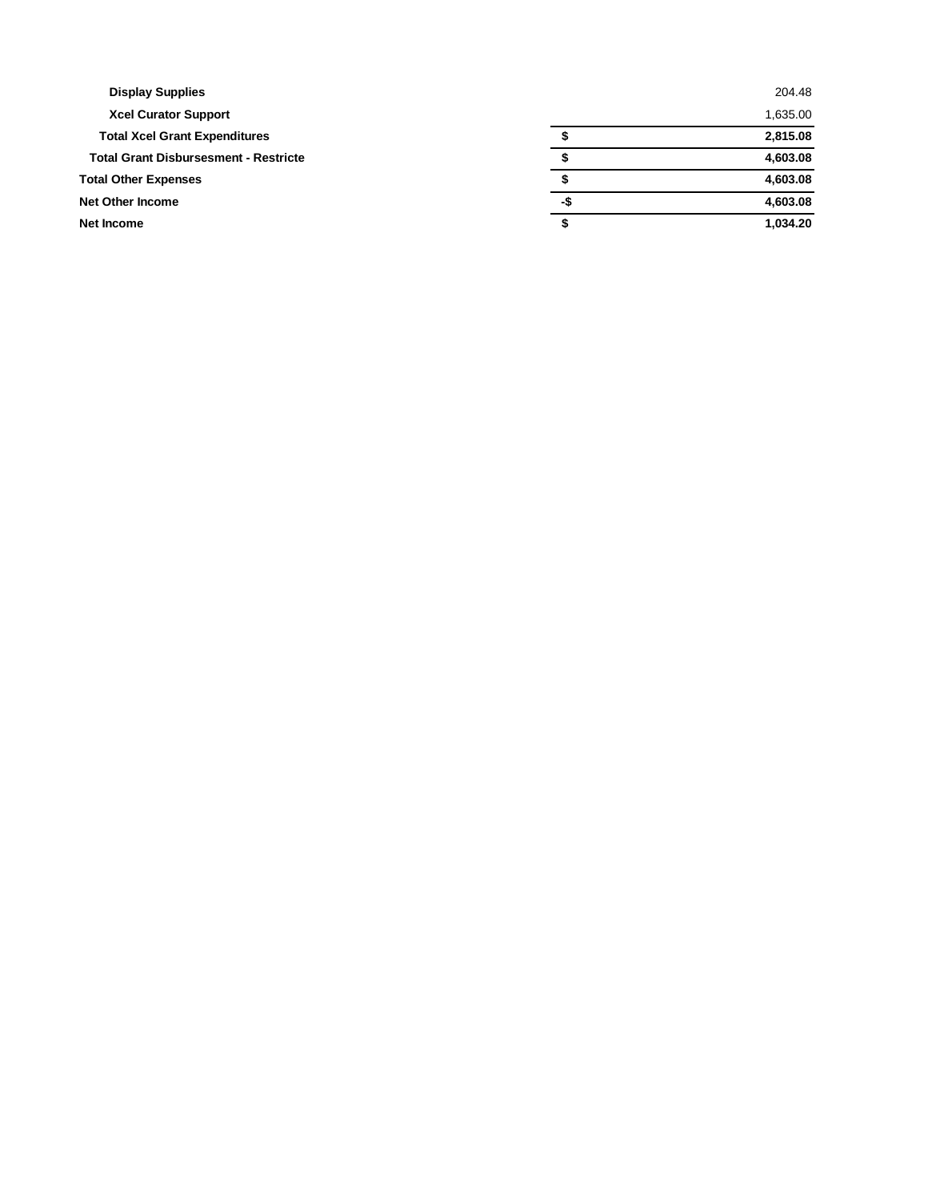| | | |
|---|---|---|
| **Display Supplies** | | 204.48 |
| **Xcel Curator Support** | | 1,635.00 |
| **Total Xcel Grant Expenditures** | **$** | **2,815.08** |
| **Total Grant Disbursesment - Restricte** | **$** | **4,603.08** |
| **Total Other Expenses** | **$** | **4,603.08** |
| **Net Other Income** | **-$** | **4,603.08** |
| **Net Income** | **$** | **1,034.20** |